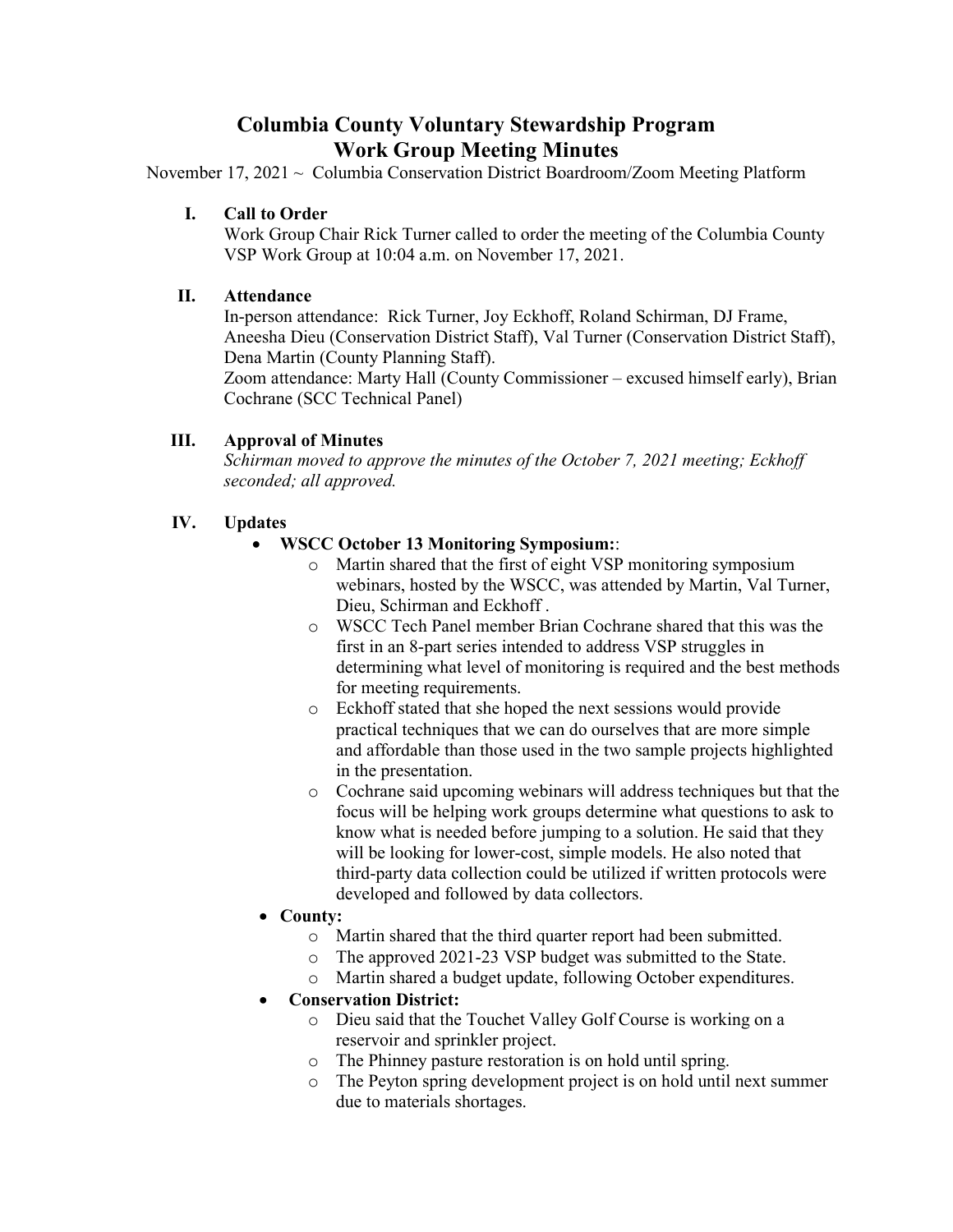# Columbia County Voluntary Stewardship Program
# Work Group Meeting Minutes

November 17, 2021 ~ Columbia Conservation District Boardroom/Zoom Meeting Platform

## I. Call to Order

Work Group Chair Rick Turner called to order the meeting of the Columbia County VSP Work Group at 10:04 a.m. on November 17, 2021.

## II. Attendance

In-person attendance: Rick Turner, Joy Eckhoff, Roland Schirman, DJ Frame, Aneesha Dieu (Conservation District Staff), Val Turner (Conservation District Staff), Dena Martin (County Planning Staff).
Zoom attendance: Marty Hall (County Commissioner – excused himself early), Brian Cochrane (SCC Technical Panel)

## III. Approval of Minutes

*Schirman moved to approve the minutes of the October 7, 2021 meeting; Eckhoff seconded; all approved.*

## IV. Updates

- **WSCC October 13 Monitoring Symposium:**:
  - Martin shared that the first of eight VSP monitoring symposium webinars, hosted by the WSCC, was attended by Martin, Val Turner, Dieu, Schirman and Eckhoff .
  - WSCC Tech Panel member Brian Cochrane shared that this was the first in an 8-part series intended to address VSP struggles in determining what level of monitoring is required and the best methods for meeting requirements.
  - Eckhoff stated that she hoped the next sessions would provide practical techniques that we can do ourselves that are more simple and affordable than those used in the two sample projects highlighted in the presentation.
  - Cochrane said upcoming webinars will address techniques but that the focus will be helping work groups determine what questions to ask to know what is needed before jumping to a solution. He said that they will be looking for lower-cost, simple models. He also noted that third-party data collection could be utilized if written protocols were developed and followed by data collectors.
- **County:**
  - Martin shared that the third quarter report had been submitted.
  - The approved 2021-23 VSP budget was submitted to the State.
  - Martin shared a budget update, following October expenditures.
- **Conservation District:**
  - Dieu said that the Touchet Valley Golf Course is working on a reservoir and sprinkler project.
  - The Phinney pasture restoration is on hold until spring.
  - The Peyton spring development project is on hold until next summer due to materials shortages.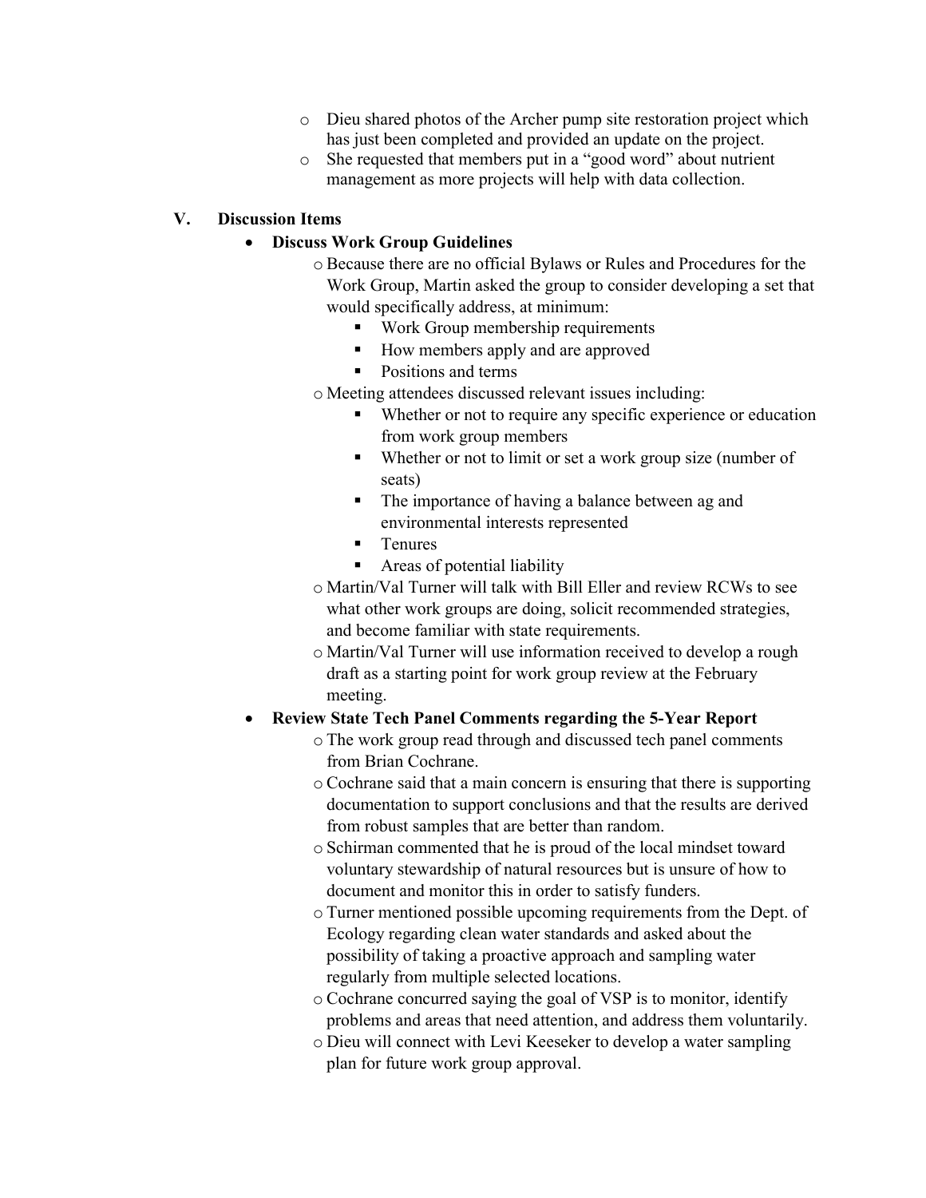- Dieu shared photos of the Archer pump site restoration project which has just been completed and provided an update on the project.
- She requested that members put in a "good word" about nutrient management as more projects will help with data collection.

## V. Discussion Items

- **Discuss Work Group Guidelines**
  - Because there are no official Bylaws or Rules and Procedures for the Work Group, Martin asked the group to consider developing a set that would specifically address, at minimum:
    - Work Group membership requirements
    - How members apply and are approved
    - Positions and terms
  - Meeting attendees discussed relevant issues including:
    - Whether or not to require any specific experience or education from work group members
    - Whether or not to limit or set a work group size (number of seats)
    - The importance of having a balance between ag and environmental interests represented
    - Tenures
    - Areas of potential liability
  - Martin/Val Turner will talk with Bill Eller and review RCWs to see what other work groups are doing, solicit recommended strategies, and become familiar with state requirements.
  - Martin/Val Turner will use information received to develop a rough draft as a starting point for work group review at the February meeting.
- **Review State Tech Panel Comments regarding the 5-Year Report**
  - The work group read through and discussed tech panel comments from Brian Cochrane.
  - Cochrane said that a main concern is ensuring that there is supporting documentation to support conclusions and that the results are derived from robust samples that are better than random.
  - Schirman commented that he is proud of the local mindset toward voluntary stewardship of natural resources but is unsure of how to document and monitor this in order to satisfy funders.
  - Turner mentioned possible upcoming requirements from the Dept. of Ecology regarding clean water standards and asked about the possibility of taking a proactive approach and sampling water regularly from multiple selected locations.
  - Cochrane concurred saying the goal of VSP is to monitor, identify problems and areas that need attention, and address them voluntarily.
  - Dieu will connect with Levi Keeseker to develop a water sampling plan for future work group approval.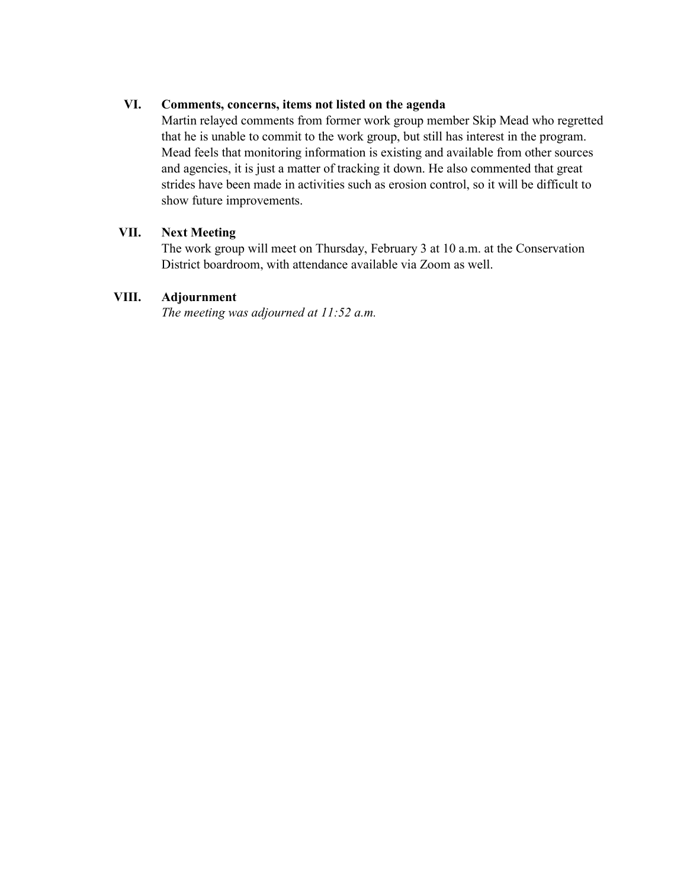## VI. Comments, concerns, items not listed on the agenda

Martin relayed comments from former work group member Skip Mead who regretted that he is unable to commit to the work group, but still has interest in the program. Mead feels that monitoring information is existing and available from other sources and agencies, it is just a matter of tracking it down. He also commented that great strides have been made in activities such as erosion control, so it will be difficult to show future improvements.

## VII. Next Meeting

The work group will meet on Thursday, February 3 at 10 a.m. at the Conservation District boardroom, with attendance available via Zoom as well.

## VIII. Adjournment

*The meeting was adjourned at 11:52 a.m.*